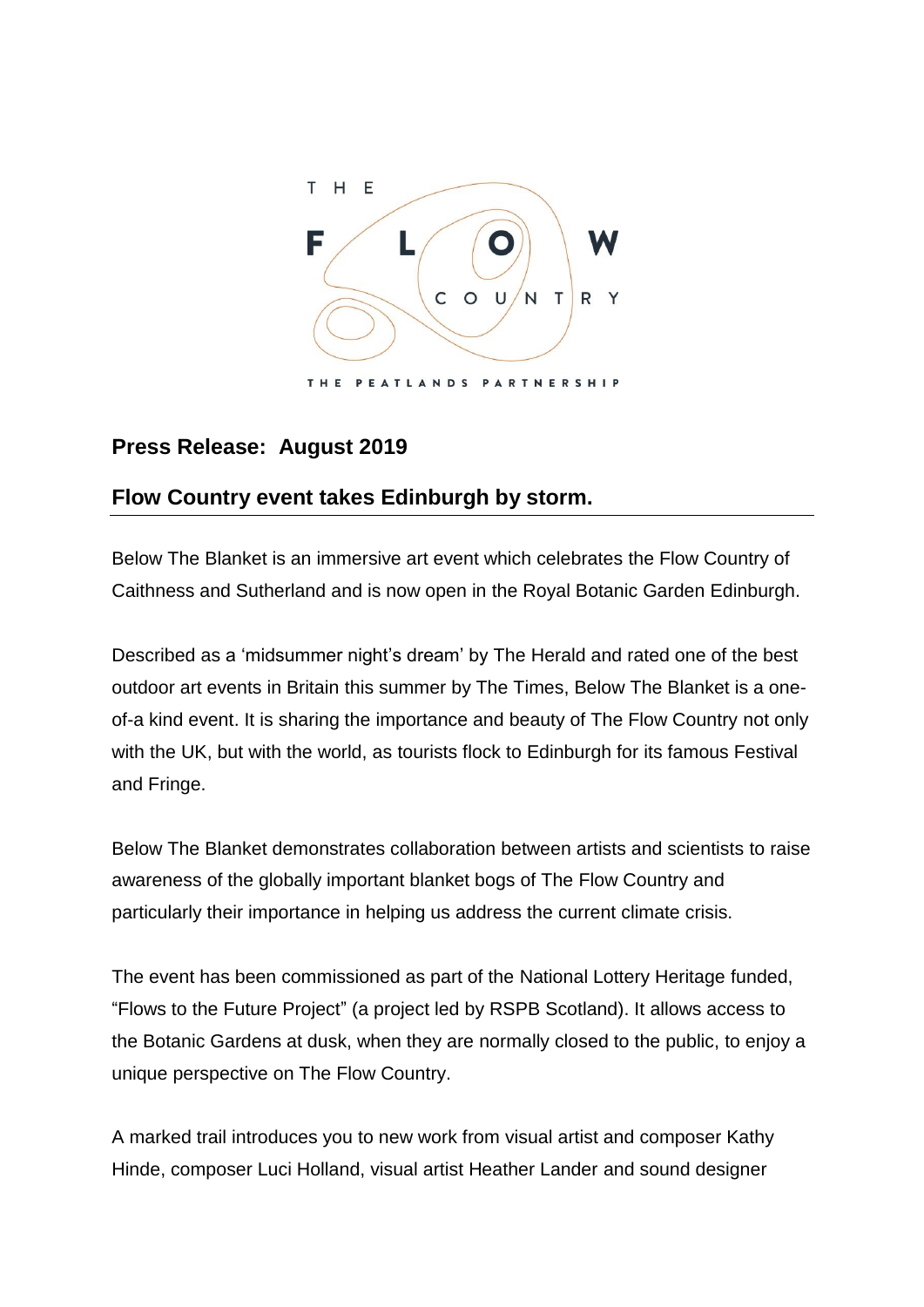THE FLOW COUNTRY

THE PEATLANDS PARTNERSHIP

**Press Release: August 2019**

## Flow Country event takes Edinburgh by storm.

Below The Blanket is an immersive art event which celebrates the Flow Country of Caithness and Sutherland and is now open in the Royal Botanic Garden Edinburgh.

Described as a 'midsummer night's dream' by The Herald and rated one of the best outdoor art events in Britain this summer by The Times, Below The Blanket is a one-of-a kind event. It is sharing the importance and beauty of The Flow Country not only with the UK, but with the world, as tourists flock to Edinburgh for its famous Festival and Fringe.

Below The Blanket demonstrates collaboration between artists and scientists to raise awareness of the globally important blanket bogs of The Flow Country and particularly their importance in helping us address the current climate crisis.

The event has been commissioned as part of the National Lottery Heritage funded, "Flows to the Future Project" (a project led by RSPB Scotland). It allows access to the Botanic Gardens at dusk, when they are normally closed to the public, to enjoy a unique perspective on The Flow Country.

A marked trail introduces you to new work from visual artist and composer Kathy Hinde, composer Luci Holland, visual artist Heather Lander and sound designer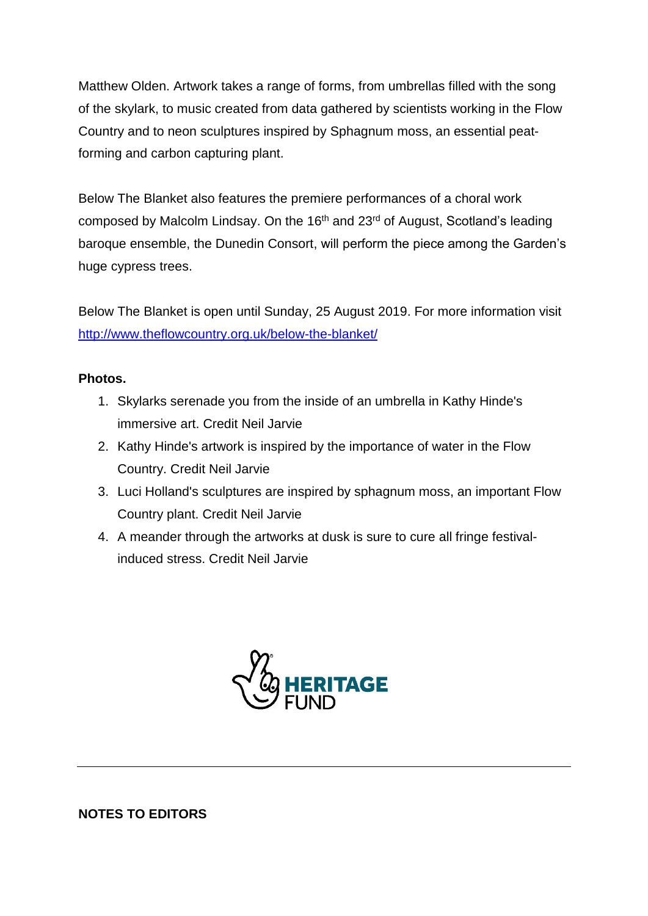Matthew Olden. Artwork takes a range of forms, from umbrellas filled with the song of the skylark, to music created from data gathered by scientists working in the Flow Country and to neon sculptures inspired by Sphagnum moss, an essential peat-forming and carbon capturing plant.

Below The Blanket also features the premiere performances of a choral work composed by Malcolm Lindsay. On the 16th and 23rd of August, Scotland's leading baroque ensemble, the Dunedin Consort, will perform the piece among the Garden's huge cypress trees.

Below The Blanket is open until Sunday, 25 August 2019. For more information visit http://www.theflowcountry.org.uk/below-the-blanket/

**Photos.**

1. Skylarks serenade you from the inside of an umbrella in Kathy Hinde's immersive art. Credit Neil Jarvie
2. Kathy Hinde's artwork is inspired by the importance of water in the Flow Country. Credit Neil Jarvie
3. Luci Holland's sculptures are inspired by sphagnum moss, an important Flow Country plant. Credit Neil Jarvie
4. A meander through the artworks at dusk is sure to cure all fringe festival-induced stress. Credit Neil Jarvie

HERITAGE FUND

---

**NOTES TO EDITORS**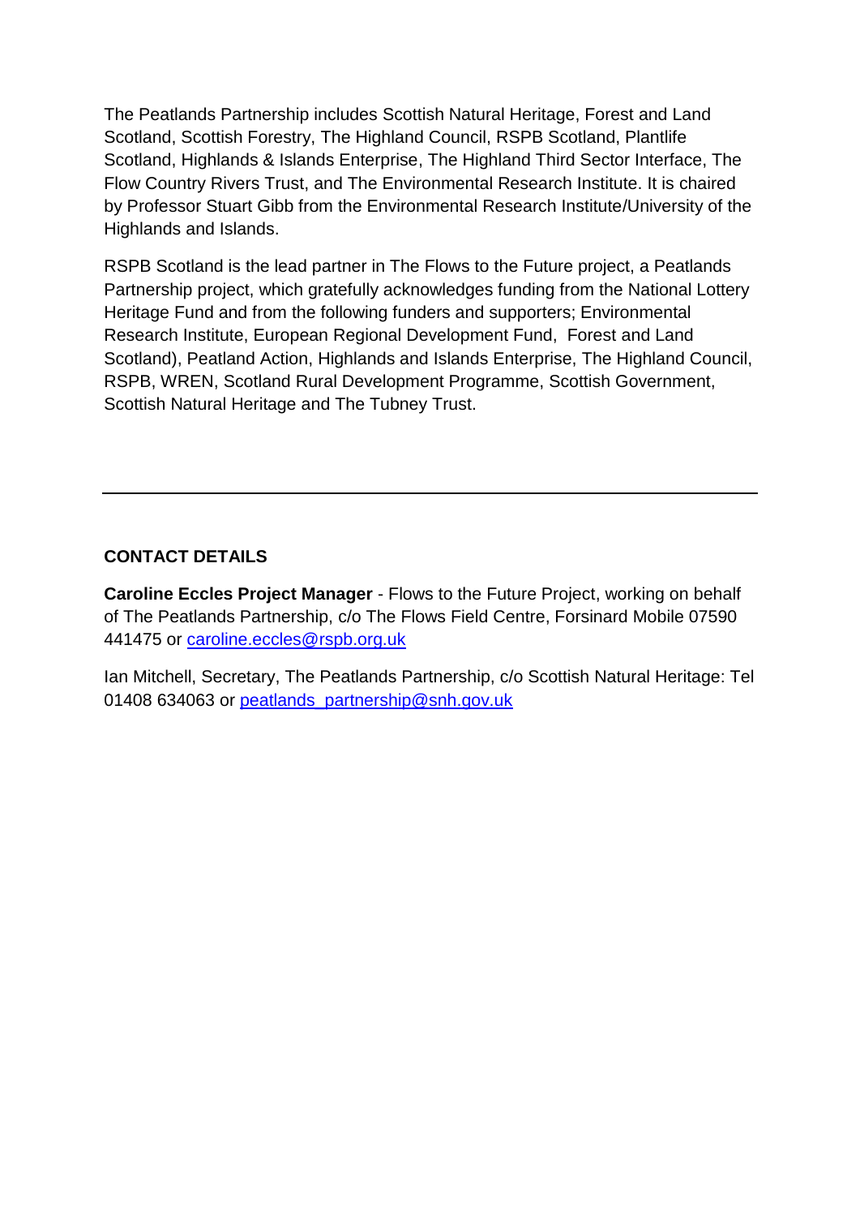The Peatlands Partnership includes Scottish Natural Heritage, Forest and Land Scotland, Scottish Forestry, The Highland Council, RSPB Scotland, Plantlife Scotland, Highlands & Islands Enterprise, The Highland Third Sector Interface, The Flow Country Rivers Trust, and The Environmental Research Institute. It is chaired by Professor Stuart Gibb from the Environmental Research Institute/University of the Highlands and Islands.

RSPB Scotland is the lead partner in The Flows to the Future project, a Peatlands Partnership project, which gratefully acknowledges funding from the National Lottery Heritage Fund and from the following funders and supporters; Environmental Research Institute, European Regional Development Fund, Forest and Land Scotland), Peatland Action, Highlands and Islands Enterprise, The Highland Council, RSPB, WREN, Scotland Rural Development Programme, Scottish Government, Scottish Natural Heritage and The Tubney Trust.

---

**CONTACT DETAILS**

**Caroline Eccles Project Manager** - Flows to the Future Project, working on behalf of The Peatlands Partnership, c/o The Flows Field Centre, Forsinard Mobile 07590 441475 or caroline.eccles@rspb.org.uk

Ian Mitchell, Secretary, The Peatlands Partnership, c/o Scottish Natural Heritage: Tel 01408 634063 or peatlands_partnership@snh.gov.uk